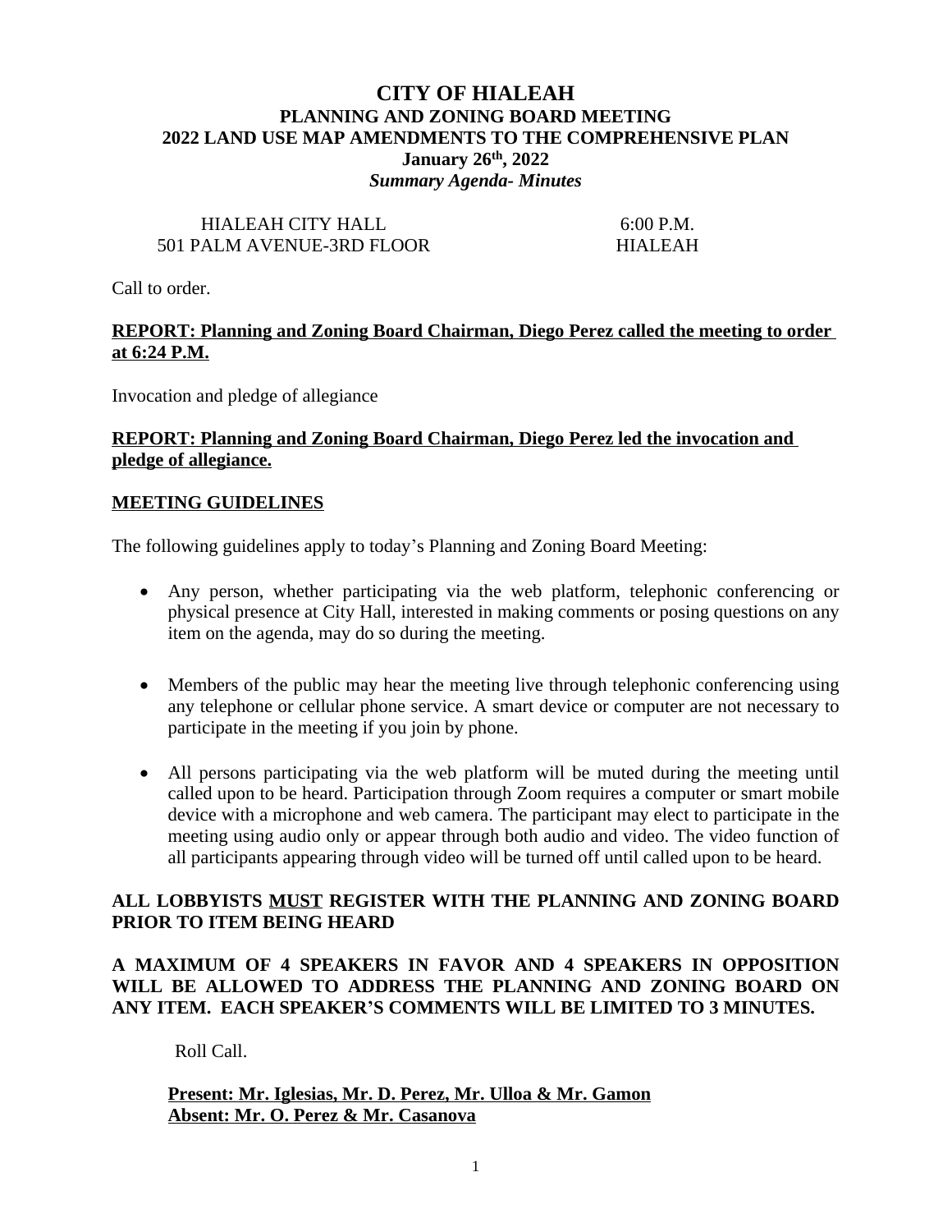# CITY OF HIALEAH

## PLANNING AND ZONING BOARD MEETING

## 2022 LAND USE MAP AMENDMENTS TO THE COMPREHENSIVE PLAN

**January 26th, 2022**

***Summary Agenda- Minutes***

HIALEAH CITY HALL 6:00 P.M.
501 PALM AVENUE-3RD FLOOR HIALEAH

Call to order.

**REPORT: Planning and Zoning Board Chairman, Diego Perez called the meeting to order at 6:24 P.M.**

Invocation and pledge of allegiance

**REPORT: Planning and Zoning Board Chairman, Diego Perez led the invocation and pledge of allegiance.**

**MEETING GUIDELINES**

The following guidelines apply to today's Planning and Zoning Board Meeting:

- Any person, whether participating via the web platform, telephonic conferencing or physical presence at City Hall, interested in making comments or posing questions on any item on the agenda, may do so during the meeting.

- Members of the public may hear the meeting live through telephonic conferencing using any telephone or cellular phone service. A smart device or computer are not necessary to participate in the meeting if you join by phone.

- All persons participating via the web platform will be muted during the meeting until called upon to be heard. Participation through Zoom requires a computer or smart mobile device with a microphone and web camera. The participant may elect to participate in the meeting using audio only or appear through both audio and video. The video function of all participants appearing through video will be turned off until called upon to be heard.

**ALL LOBBYISTS MUST REGISTER WITH THE PLANNING AND ZONING BOARD PRIOR TO ITEM BEING HEARD**

**A MAXIMUM OF 4 SPEAKERS IN FAVOR AND 4 SPEAKERS IN OPPOSITION WILL BE ALLOWED TO ADDRESS THE PLANNING AND ZONING BOARD ON ANY ITEM. EACH SPEAKER'S COMMENTS WILL BE LIMITED TO 3 MINUTES.**

Roll Call.

**Present: Mr. Iglesias, Mr. D. Perez, Mr. Ulloa & Mr. Gamon**
**Absent: Mr. O. Perez & Mr. Casanova**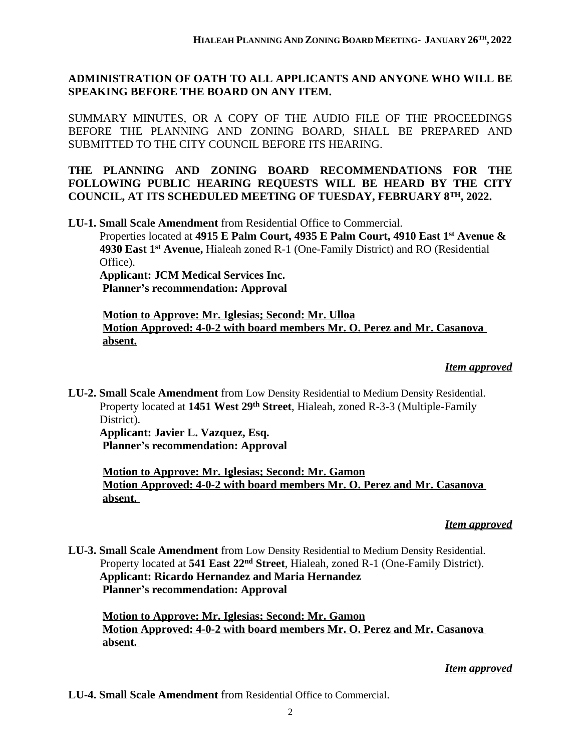**ADMINISTRATION OF OATH TO ALL APPLICANTS AND ANYONE WHO WILL BE SPEAKING BEFORE THE BOARD ON ANY ITEM.**

SUMMARY MINUTES, OR A COPY OF THE AUDIO FILE OF THE PROCEEDINGS BEFORE THE PLANNING AND ZONING BOARD, SHALL BE PREPARED AND SUBMITTED TO THE CITY COUNCIL BEFORE ITS HEARING.

**THE PLANNING AND ZONING BOARD RECOMMENDATIONS FOR THE FOLLOWING PUBLIC HEARING REQUESTS WILL BE HEARD BY THE CITY COUNCIL, AT ITS SCHEDULED MEETING OF TUESDAY, FEBRUARY 8TH, 2022.**

**LU-1. Small Scale Amendment** from Residential Office to Commercial.
Properties located at **4915 E Palm Court, 4935 E Palm Court, 4910 East 1st Avenue & 4930 East 1st Avenue,** Hialeah zoned R-1 (One-Family District) and RO (Residential Office).
**Applicant: JCM Medical Services Inc.**
**Planner's recommendation: Approval**

**Motion to Approve: Mr. Iglesias; Second: Mr. Ulloa**
**Motion Approved: 4-0-2 with board members Mr. O. Perez and Mr. Casanova absent.**

***Item approved***

**LU-2. Small Scale Amendment** from Low Density Residential to Medium Density Residential.
Property located at **1451 West 29th Street**, Hialeah, zoned R-3-3 (Multiple-Family District).
**Applicant: Javier L. Vazquez, Esq.**
**Planner's recommendation: Approval**

**Motion to Approve: Mr. Iglesias; Second: Mr. Gamon**
**Motion Approved: 4-0-2 with board members Mr. O. Perez and Mr. Casanova absent.**

***Item approved***

**LU-3. Small Scale Amendment** from Low Density Residential to Medium Density Residential.
Property located at **541 East 22nd Street**, Hialeah, zoned R-1 (One-Family District).
**Applicant: Ricardo Hernandez and Maria Hernandez**
**Planner's recommendation: Approval**

**Motion to Approve: Mr. Iglesias; Second: Mr. Gamon**
**Motion Approved: 4-0-2 with board members Mr. O. Perez and Mr. Casanova absent.**

***Item approved***

**LU-4. Small Scale Amendment** from Residential Office to Commercial.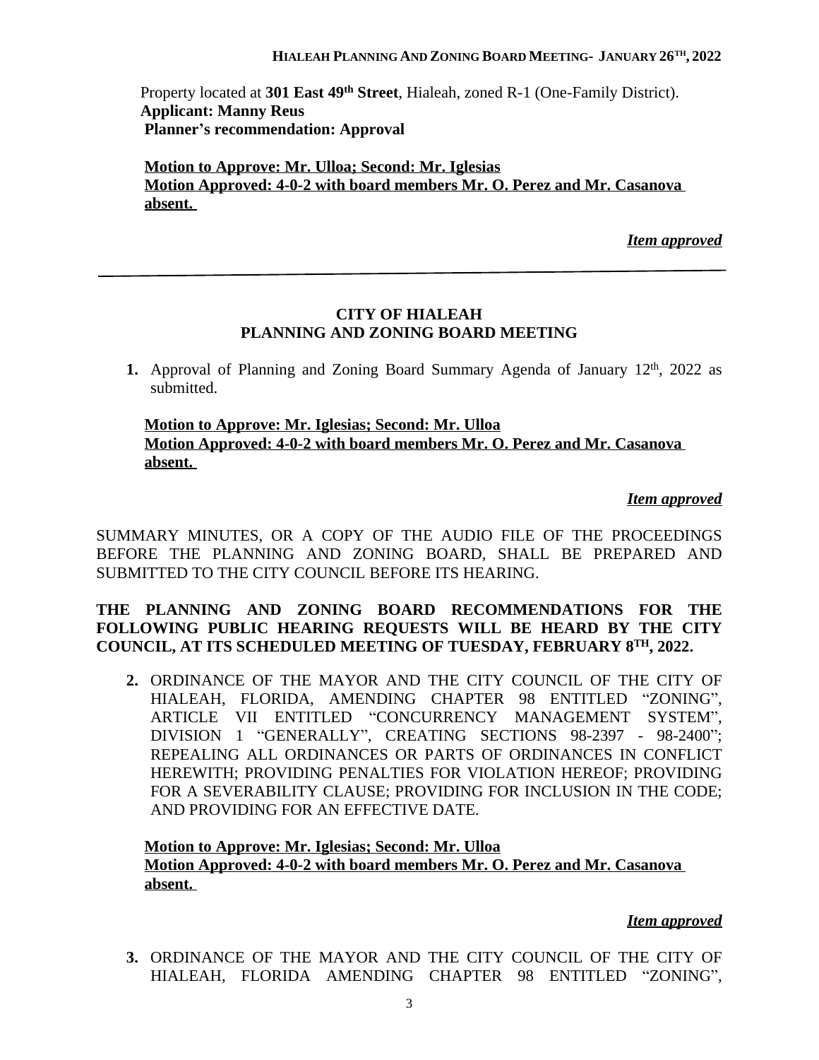Property located at **301 East 49th Street**, Hialeah, zoned R-1 (One-Family District).
**Applicant: Manny Reus**
**Planner's recommendation: Approval**

**Motion to Approve: Mr. Ulloa; Second: Mr. Iglesias**
**Motion Approved: 4-0-2 with board members Mr. O. Perez and Mr. Casanova absent.**

***Item approved***

---

## CITY OF HIALEAH
## PLANNING AND ZONING BOARD MEETING

**1.** Approval of Planning and Zoning Board Summary Agenda of January 12th, 2022 as submitted.

**Motion to Approve: Mr. Iglesias; Second: Mr. Ulloa**
**Motion Approved: 4-0-2 with board members Mr. O. Perez and Mr. Casanova absent.**

***Item approved***

SUMMARY MINUTES, OR A COPY OF THE AUDIO FILE OF THE PROCEEDINGS BEFORE THE PLANNING AND ZONING BOARD, SHALL BE PREPARED AND SUBMITTED TO THE CITY COUNCIL BEFORE ITS HEARING.

**THE PLANNING AND ZONING BOARD RECOMMENDATIONS FOR THE FOLLOWING PUBLIC HEARING REQUESTS WILL BE HEARD BY THE CITY COUNCIL, AT ITS SCHEDULED MEETING OF TUESDAY, FEBRUARY 8TH, 2022.**

**2.** ORDINANCE OF THE MAYOR AND THE CITY COUNCIL OF THE CITY OF HIALEAH, FLORIDA, AMENDING CHAPTER 98 ENTITLED "ZONING", ARTICLE VII ENTITLED "CONCURRENCY MANAGEMENT SYSTEM", DIVISION 1 "GENERALLY", CREATING SECTIONS 98-2397 - 98-2400"; REPEALING ALL ORDINANCES OR PARTS OF ORDINANCES IN CONFLICT HEREWITH; PROVIDING PENALTIES FOR VIOLATION HEREOF; PROVIDING FOR A SEVERABILITY CLAUSE; PROVIDING FOR INCLUSION IN THE CODE; AND PROVIDING FOR AN EFFECTIVE DATE.

**Motion to Approve: Mr. Iglesias; Second: Mr. Ulloa**
**Motion Approved: 4-0-2 with board members Mr. O. Perez and Mr. Casanova absent.**

***Item approved***

**3.** ORDINANCE OF THE MAYOR AND THE CITY COUNCIL OF THE CITY OF HIALEAH, FLORIDA AMENDING CHAPTER 98 ENTITLED "ZONING",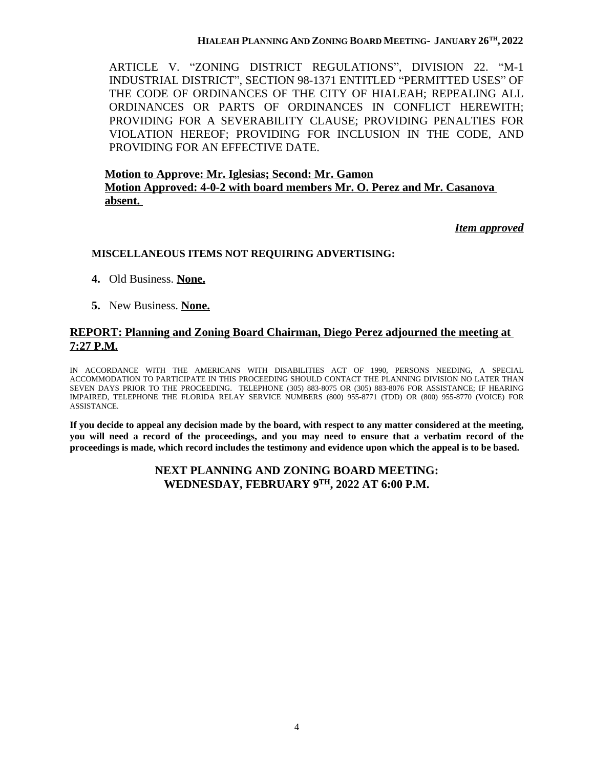ARTICLE V. "ZONING DISTRICT REGULATIONS", DIVISION 22. "M-1 INDUSTRIAL DISTRICT", SECTION 98-1371 ENTITLED "PERMITTED USES" OF THE CODE OF ORDINANCES OF THE CITY OF HIALEAH; REPEALING ALL ORDINANCES OR PARTS OF ORDINANCES IN CONFLICT HEREWITH; PROVIDING FOR A SEVERABILITY CLAUSE; PROVIDING PENALTIES FOR VIOLATION HEREOF; PROVIDING FOR INCLUSION IN THE CODE, AND PROVIDING FOR AN EFFECTIVE DATE.

**Motion to Approve: Mr. Iglesias; Second: Mr. Gamon**
**Motion Approved: 4-0-2 with board members Mr. O. Perez and Mr. Casanova absent.**

***Item approved***

**MISCELLANEOUS ITEMS NOT REQUIRING ADVERTISING:**

4. Old Business. **None.**

5. New Business. **None.**

**REPORT: Planning and Zoning Board Chairman, Diego Perez adjourned the meeting at 7:27 P.M.**

IN ACCORDANCE WITH THE AMERICANS WITH DISABILITIES ACT OF 1990, PERSONS NEEDING, A SPECIAL ACCOMMODATION TO PARTICIPATE IN THIS PROCEEDING SHOULD CONTACT THE PLANNING DIVISION NO LATER THAN SEVEN DAYS PRIOR TO THE PROCEEDING. TELEPHONE (305) 883-8075 OR (305) 883-8076 FOR ASSISTANCE; IF HEARING IMPAIRED, TELEPHONE THE FLORIDA RELAY SERVICE NUMBERS (800) 955-8771 (TDD) OR (800) 955-8770 (VOICE) FOR ASSISTANCE.

**If you decide to appeal any decision made by the board, with respect to any matter considered at the meeting, you will need a record of the proceedings, and you may need to ensure that a verbatim record of the proceedings is made, which record includes the testimony and evidence upon which the appeal is to be based.**

**NEXT PLANNING AND ZONING BOARD MEETING:**
**WEDNESDAY, FEBRUARY 9TH, 2022 AT 6:00 P.M.**